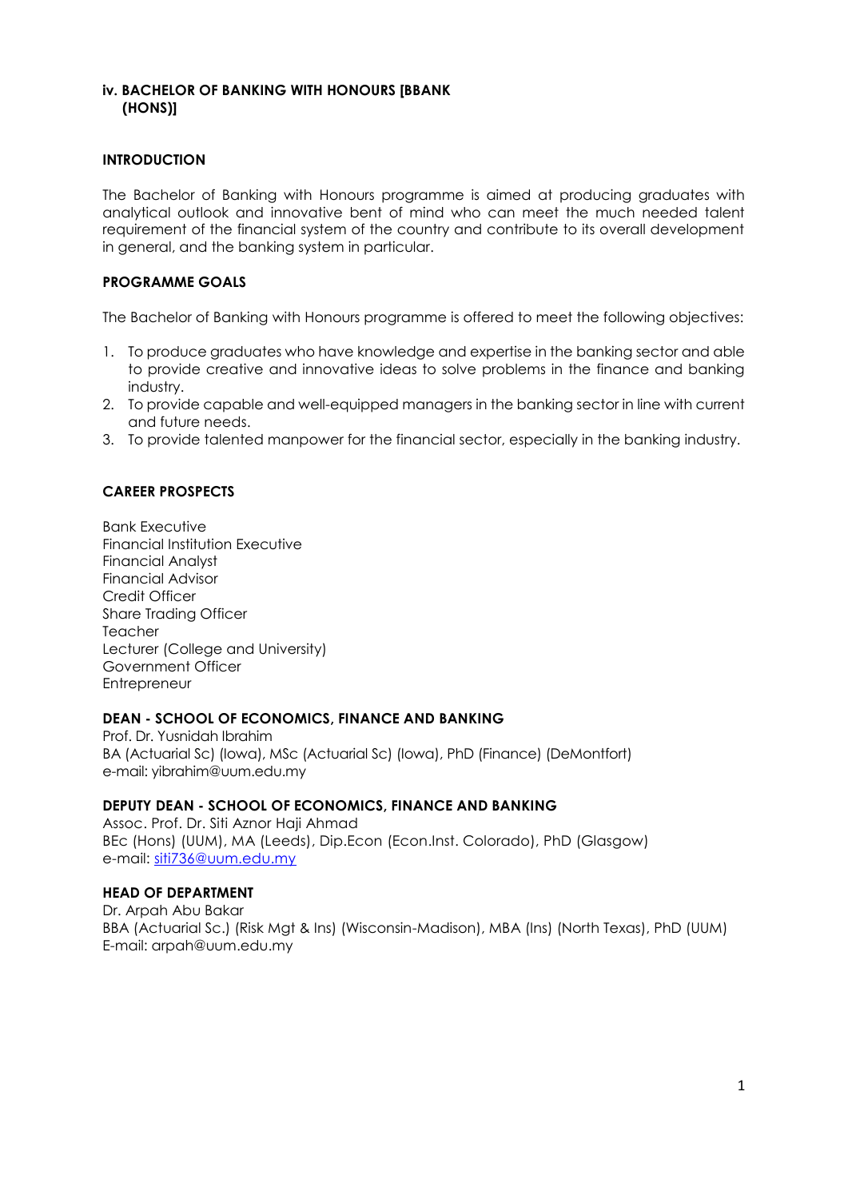## iv. BACHELOR OF BANKING WITH HONOURS [BBANK (HONS)]

### INTRODUCTION

The Bachelor of Banking with Honours programme is aimed at producing graduates with analytical outlook and innovative bent of mind who can meet the much needed talent requirement of the financial system of the country and contribute to its overall development in general, and the banking system in particular.

### PROGRAMME GOALS

The Bachelor of Banking with Honours programme is offered to meet the following objectives:

1. To produce graduates who have knowledge and expertise in the banking sector and able to provide creative and innovative ideas to solve problems in the finance and banking industry.
2. To provide capable and well-equipped managers in the banking sector in line with current and future needs.
3. To provide talented manpower for the financial sector, especially in the banking industry.

### CAREER PROSPECTS

Bank Executive
Financial Institution Executive
Financial Analyst
Financial Advisor
Credit Officer
Share Trading Officer
Teacher
Lecturer (College and University)
Government Officer
Entrepreneur

### DEAN - SCHOOL OF ECONOMICS, FINANCE AND BANKING

Prof. Dr. Yusnidah Ibrahim
BA (Actuarial Sc) (Iowa), MSc (Actuarial Sc) (Iowa), PhD (Finance) (DeMontfort)
e-mail: yibrahim@uum.edu.my

### DEPUTY DEAN - SCHOOL OF ECONOMICS, FINANCE AND BANKING

Assoc. Prof. Dr. Siti Aznor Haji Ahmad
BEc (Hons) (UUM), MA (Leeds), Dip.Econ (Econ.Inst. Colorado), PhD (Glasgow)
e-mail: siti736@uum.edu.my

### HEAD OF DEPARTMENT

Dr. Arpah Abu Bakar
BBA (Actuarial Sc.) (Risk Mgt & Ins) (Wisconsin-Madison), MBA (Ins) (North Texas), PhD (UUM)
E-mail: arpah@uum.edu.my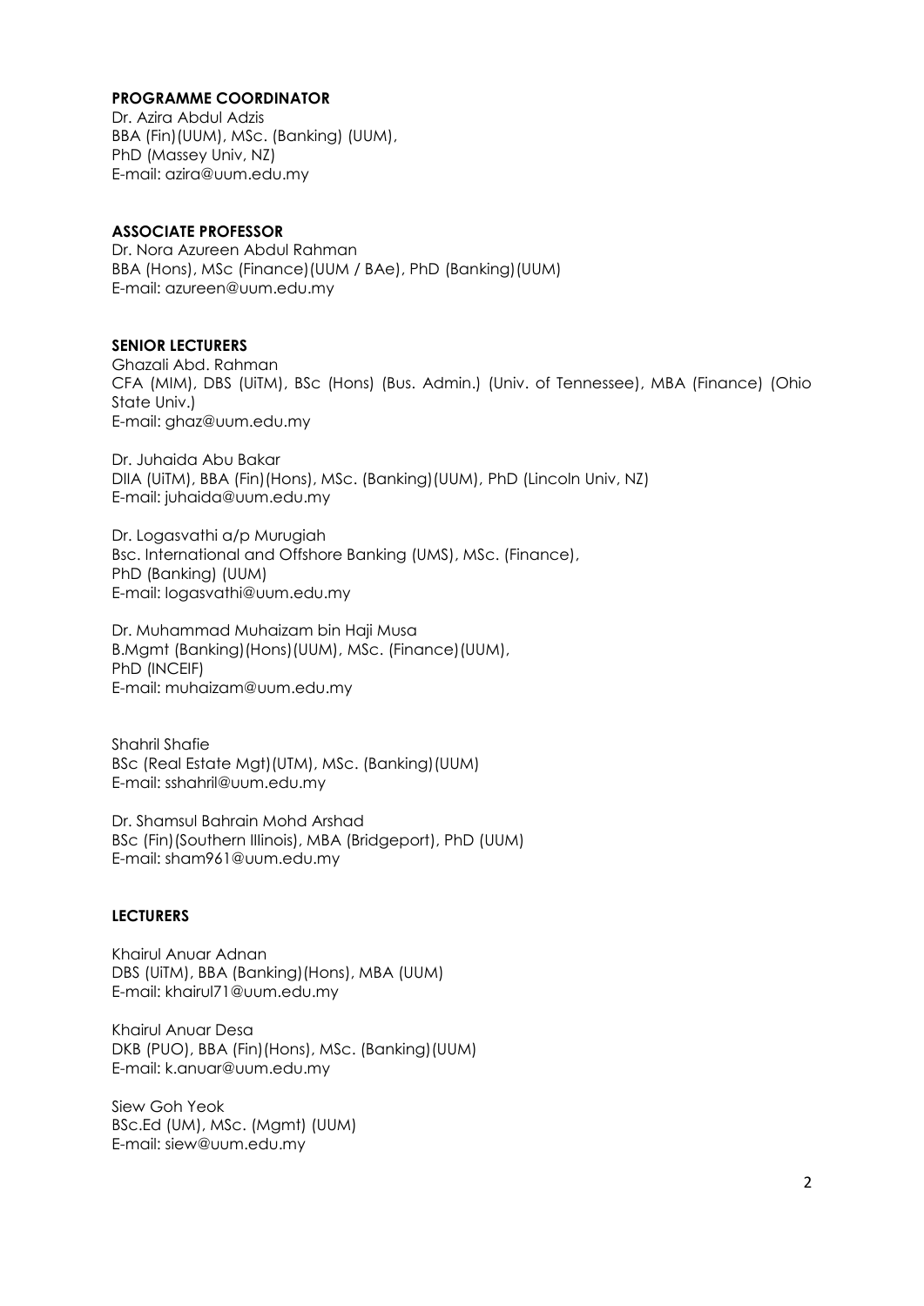**PROGRAMME COORDINATOR**
Dr. Azira Abdul Adzis
BBA (Fin)(UUM), MSc. (Banking) (UUM),
PhD (Massey Univ, NZ)
E-mail: azira@uum.edu.my

**ASSOCIATE PROFESSOR**
Dr. Nora Azureen Abdul Rahman
BBA (Hons), MSc (Finance)(UUM / BAe), PhD (Banking)(UUM)
E-mail: azureen@uum.edu.my

**SENIOR LECTURERS**
Ghazali Abd. Rahman
CFA (MIM), DBS (UiTM), BSc (Hons) (Bus. Admin.) (Univ. of Tennessee), MBA (Finance) (Ohio State Univ.)
E-mail: ghaz@uum.edu.my

Dr. Juhaida Abu Bakar
DIIA (UiTM), BBA (Fin)(Hons), MSc. (Banking)(UUM), PhD (Lincoln Univ, NZ)
E-mail: juhaida@uum.edu.my

Dr. Logasvathi a/p Murugiah
Bsc. International and Offshore Banking (UMS), MSc. (Finance),
PhD (Banking) (UUM)
E-mail: logasvathi@uum.edu.my

Dr. Muhammad Muhaizam bin Haji Musa
B.Mgmt (Banking)(Hons)(UUM), MSc. (Finance)(UUM),
PhD (INCEIF)
E-mail: muhaizam@uum.edu.my

Shahril Shafie
BSc (Real Estate Mgt)(UTM), MSc. (Banking)(UUM)
E-mail: sshahril@uum.edu.my

Dr. Shamsul Bahrain Mohd Arshad
BSc (Fin)(Southern Illinois), MBA (Bridgeport), PhD (UUM)
E-mail: sham961@uum.edu.my

**LECTURERS**

Khairul Anuar Adnan
DBS (UiTM), BBA (Banking)(Hons), MBA (UUM)
E-mail: khairul71@uum.edu.my

Khairul Anuar Desa
DKB (PUO), BBA (Fin)(Hons), MSc. (Banking)(UUM)
E-mail: k.anuar@uum.edu.my

Siew Goh Yeok
BSc.Ed (UM), MSc. (Mgmt) (UUM)
E-mail: siew@uum.edu.my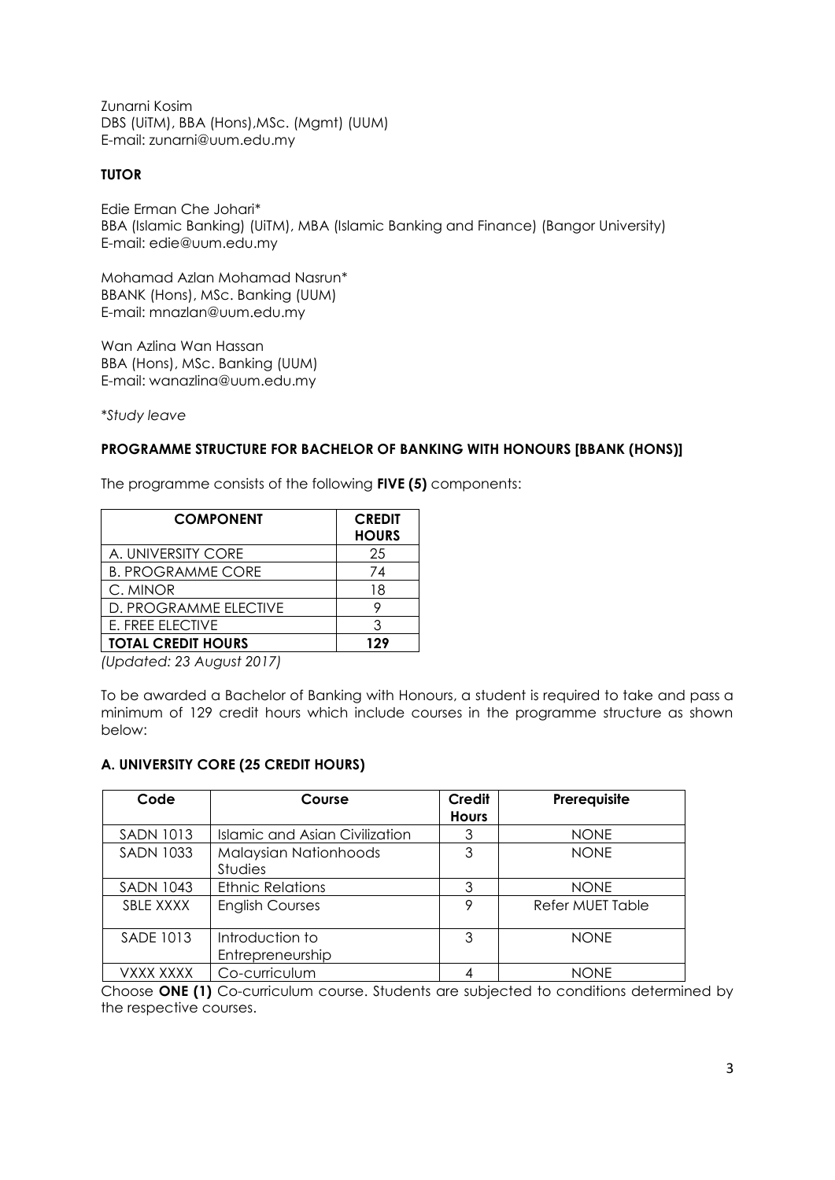Zunarni Kosim
DBS (UiTM), BBA (Hons),MSc. (Mgmt) (UUM)
E-mail: zunarni@uum.edu.my

**TUTOR**

Edie Erman Che Johari*
BBA (Islamic Banking) (UiTM), MBA (Islamic Banking and Finance) (Bangor University)
E-mail: edie@uum.edu.my

Mohamad Azlan Mohamad Nasrun*
BBANK (Hons), MSc. Banking (UUM)
E-mail: mnazlan@uum.edu.my

Wan Azlina Wan Hassan
BBA (Hons), MSc. Banking (UUM)
E-mail: wanazlina@uum.edu.my

**Study leave*

**PROGRAMME STRUCTURE FOR BACHELOR OF BANKING WITH HONOURS [BBANK (HONS)]**

The programme consists of the following **FIVE (5)** components:

| COMPONENT | CREDIT HOURS |
|---|---|
| A. UNIVERSITY CORE | 25 |
| B. PROGRAMME CORE | 74 |
| C. MINOR | 18 |
| D. PROGRAMME ELECTIVE | 9 |
| E. FREE ELECTIVE | 3 |
| **TOTAL CREDIT HOURS** | **129** |

*(Updated: 23 August 2017)*

To be awarded a Bachelor of Banking with Honours, a student is required to take and pass a minimum of 129 credit hours which include courses in the programme structure as shown below:

**A. UNIVERSITY CORE (25 CREDIT HOURS)**

| Code | Course | Credit Hours | Prerequisite |
|---|---|---|---|
| SADN 1013 | Islamic and Asian Civilization | 3 | NONE |
| SADN 1033 | Malaysian Nationhoods Studies | 3 | NONE |
| SADN 1043 | Ethnic Relations | 3 | NONE |
| SBLE XXXX | English Courses | 9 | Refer MUET Table |
| SADE 1013 | Introduction to Entrepreneurship | 3 | NONE |
| VXXX XXXX | Co-curriculum | 4 | NONE |

Choose **ONE (1)** Co-curriculum course. Students are subjected to conditions determined by the respective courses.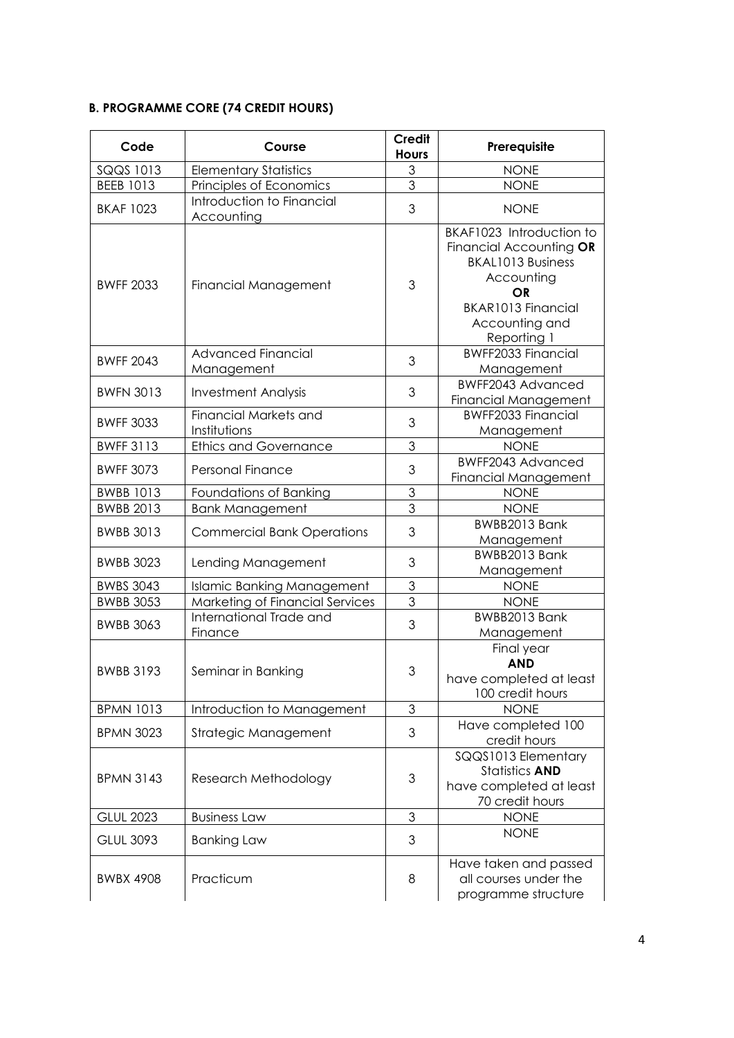**B. PROGRAMME CORE (74 CREDIT HOURS)**

| Code | Course | Credit Hours | Prerequisite |
|---|---|---|---|
| SQQS 1013 | Elementary Statistics | 3 | NONE |
| BEEB 1013 | Principles of Economics | 3 | NONE |
| BKAF 1023 | Introduction to Financial Accounting | 3 | NONE |
| BWFF 2033 | Financial Management | 3 | BKAF1023 Introduction to Financial Accounting **OR** BKAL1013 Business Accounting **OR** BKAR1013 Financial Accounting and Reporting 1 |
| BWFF 2043 | Advanced Financial Management | 3 | BWFF2033 Financial Management |
| BWFN 3013 | Investment Analysis | 3 | BWFF2043 Advanced Financial Management |
| BWFF 3033 | Financial Markets and Institutions | 3 | BWFF2033 Financial Management |
| BWFF 3113 | Ethics and Governance | 3 | NONE |
| BWFF 3073 | Personal Finance | 3 | BWFF2043 Advanced Financial Management |
| BWBB 1013 | Foundations of Banking | 3 | NONE |
| BWBB 2013 | Bank Management | 3 | NONE |
| BWBB 3013 | Commercial Bank Operations | 3 | BWBB2013 Bank Management |
| BWBB 3023 | Lending Management | 3 | BWBB2013 Bank Management |
| BWBS 3043 | Islamic Banking Management | 3 | NONE |
| BWBB 3053 | Marketing of Financial Services | 3 | NONE |
| BWBB 3063 | International Trade and Finance | 3 | BWBB2013 Bank Management |
| BWBB 3193 | Seminar in Banking | 3 | Final year **AND** have completed at least 100 credit hours |
| BPMN 1013 | Introduction to Management | 3 | NONE |
| BPMN 3023 | Strategic Management | 3 | Have completed 100 credit hours |
| BPMN 3143 | Research Methodology | 3 | SQQS1013 Elementary Statistics **AND** have completed at least 70 credit hours |
| GLUL 2023 | Business Law | 3 | NONE |
| GLUL 3093 | Banking Law | 3 | NONE |
| BWBX 4908 | Practicum | 8 | Have taken and passed all courses under the programme structure |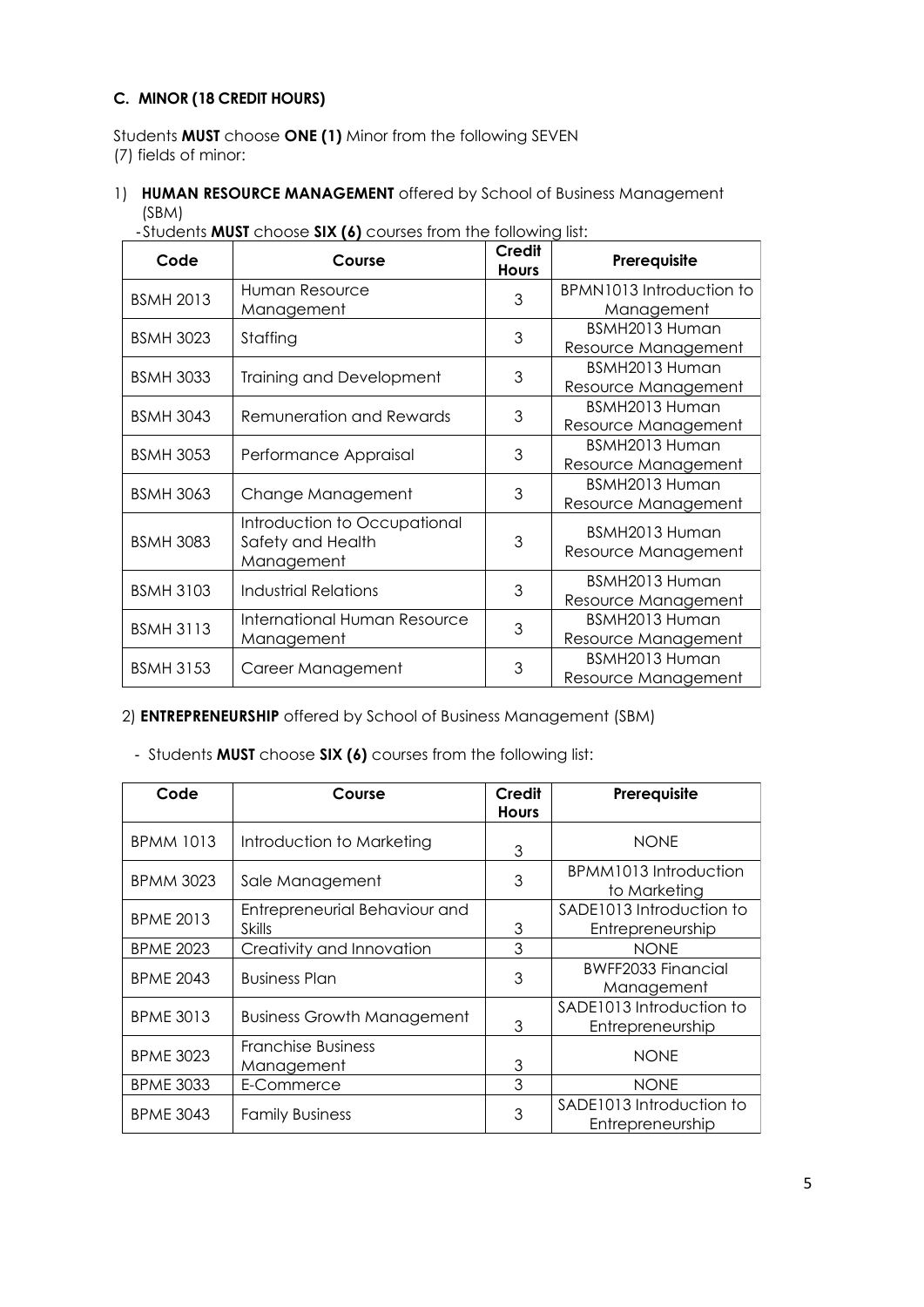### C. MINOR (18 CREDIT HOURS)

Students **MUST** choose **ONE (1)** Minor from the following SEVEN (7) fields of minor:

1) **HUMAN RESOURCE MANAGEMENT** offered by School of Business Management (SBM)

- Students **MUST** choose **SIX (6)** courses from the following list:

| Code | Course | Credit Hours | Prerequisite |
|---|---|---|---|
| BSMH 2013 | Human Resource Management | 3 | BPMN1013 Introduction to Management |
| BSMH 3023 | Staffing | 3 | BSMH2013 Human Resource Management |
| BSMH 3033 | Training and Development | 3 | BSMH2013 Human Resource Management |
| BSMH 3043 | Remuneration and Rewards | 3 | BSMH2013 Human Resource Management |
| BSMH 3053 | Performance Appraisal | 3 | BSMH2013 Human Resource Management |
| BSMH 3063 | Change Management | 3 | BSMH2013 Human Resource Management |
| BSMH 3083 | Introduction to Occupational Safety and Health Management | 3 | BSMH2013 Human Resource Management |
| BSMH 3103 | Industrial Relations | 3 | BSMH2013 Human Resource Management |
| BSMH 3113 | International Human Resource Management | 3 | BSMH2013 Human Resource Management |
| BSMH 3153 | Career Management | 3 | BSMH2013 Human Resource Management |

2) **ENTREPRENEURSHIP** offered by School of Business Management (SBM)

- Students **MUST** choose **SIX (6)** courses from the following list:

| Code | Course | Credit Hours | Prerequisite |
|---|---|---|---|
| BPMM 1013 | Introduction to Marketing | 3 | NONE |
| BPMM 3023 | Sale Management | 3 | BPMM1013 Introduction to Marketing |
| BPME 2013 | Entrepreneurial Behaviour and Skills | 3 | SADE1013 Introduction to Entrepreneurship |
| BPME 2023 | Creativity and Innovation | 3 | NONE |
| BPME 2043 | Business Plan | 3 | BWFF2033 Financial Management |
| BPME 3013 | Business Growth Management | 3 | SADE1013 Introduction to Entrepreneurship |
| BPME 3023 | Franchise Business Management | 3 | NONE |
| BPME 3033 | E-Commerce | 3 | NONE |
| BPME 3043 | Family Business | 3 | SADE1013 Introduction to Entrepreneurship |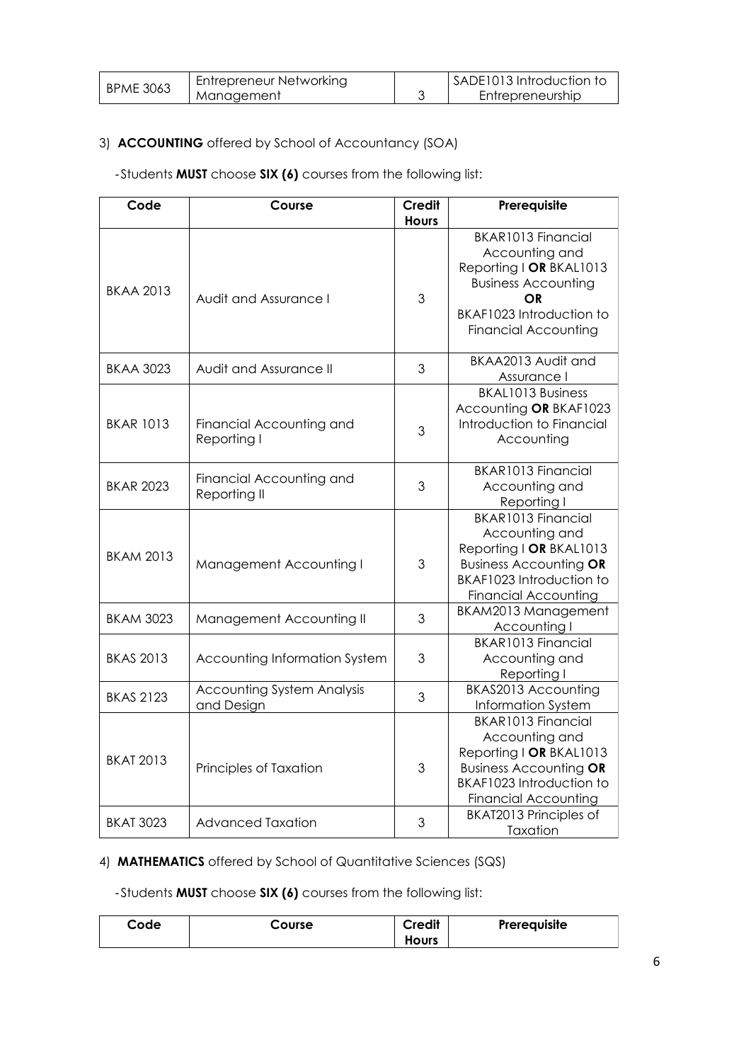| BPME 3063 | Entrepreneur Networking Management | 3 | SADE1013 Introduction to Entrepreneurship |
|---|---|---|---|

3) **ACCOUNTING** offered by School of Accountancy (SOA)

-Students **MUST** choose **SIX (6)** courses from the following list:

| Code | Course | Credit Hours | Prerequisite |
|---|---|---|---|
| BKAA 2013 | Audit and Assurance I | 3 | BKAR1013 Financial Accounting and Reporting I **OR** BKAL1013 Business Accounting **OR** BKAF1023 Introduction to Financial Accounting |
| BKAA 3023 | Audit and Assurance II | 3 | BKAA2013 Audit and Assurance I |
| BKAR 1013 | Financial Accounting and Reporting I | 3 | BKAL1013 Business Accounting **OR** BKAF1023 Introduction to Financial Accounting |
| BKAR 2023 | Financial Accounting and Reporting II | 3 | BKAR1013 Financial Accounting and Reporting I |
| BKAM 2013 | Management Accounting I | 3 | BKAR1013 Financial Accounting and Reporting I **OR** BKAL1013 Business Accounting **OR** BKAF1023 Introduction to Financial Accounting |
| BKAM 3023 | Management Accounting II | 3 | BKAM2013 Management Accounting I |
| BKAS 2013 | Accounting Information System | 3 | BKAR1013 Financial Accounting and Reporting I |
| BKAS 2123 | Accounting System Analysis and Design | 3 | BKAS2013 Accounting Information System |
| BKAT 2013 | Principles of Taxation | 3 | BKAR1013 Financial Accounting and Reporting I **OR** BKAL1013 Business Accounting **OR** BKAF1023 Introduction to Financial Accounting |
| BKAT 3023 | Advanced Taxation | 3 | BKAT2013 Principles of Taxation |

4) **MATHEMATICS** offered by School of Quantitative Sciences (SQS)

-Students **MUST** choose **SIX (6)** courses from the following list:

| Code | Course | Credit Hours | Prerequisite |
|---|---|---|---|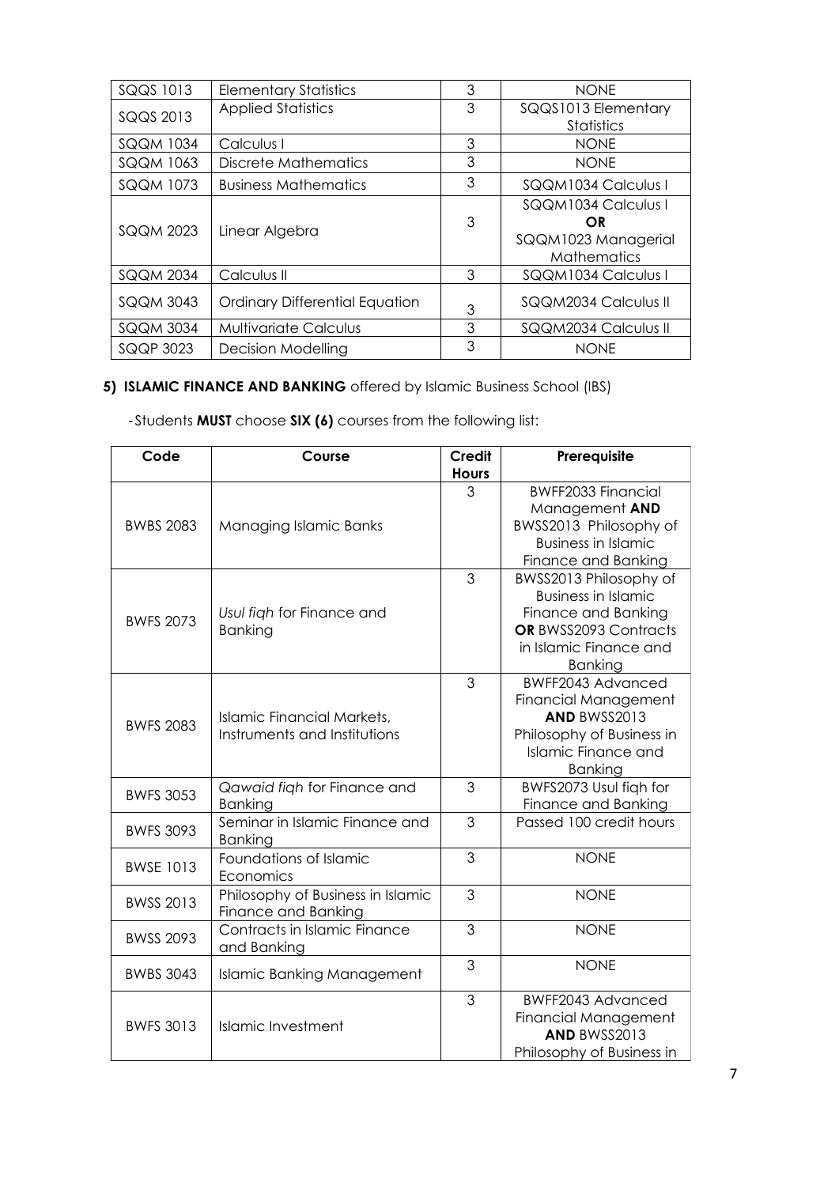| SQQS 1013 | Elementary Statistics | 3 | NONE |
|---|---|---|---|
| SQQS 2013 | Applied Statistics | 3 | SQQS1013 Elementary Statistics |
| SQQM 1034 | Calculus I | 3 | NONE |
| SQQM 1063 | Discrete Mathematics | 3 | NONE |
| SQQM 1073 | Business Mathematics | 3 | SQQM1034 Calculus I |
| SQQM 2023 | Linear Algebra | 3 | SQQM1034 Calculus I **OR** SQQM1023 Managerial Mathematics |
| SQQM 2034 | Calculus II | 3 | SQQM1034 Calculus I |
| SQQM 3043 | Ordinary Differential Equation | 3 | SQQM2034 Calculus II |
| SQQM 3034 | Multivariate Calculus | 3 | SQQM2034 Calculus II |
| SQQP 3023 | Decision Modelling | 3 | NONE |

**5) ISLAMIC FINANCE AND BANKING** offered by Islamic Business School (IBS)

-Students **MUST** choose **SIX (6)** courses from the following list:

| Code | Course | Credit Hours | Prerequisite |
|---|---|---|---|
| BWBS 2083 | Managing Islamic Banks | 3 | BWFF2033 Financial Management **AND** BWSS2013 Philosophy of Business in Islamic Finance and Banking |
| BWFS 2073 | *Usul fiqh* for Finance and Banking | 3 | BWSS2013 Philosophy of Business in Islamic Finance and Banking **OR** BWSS2093 Contracts in Islamic Finance and Banking |
| BWFS 2083 | Islamic Financial Markets, Instruments and Institutions | 3 | BWFF2043 Advanced Financial Management **AND** BWSS2013 Philosophy of Business in Islamic Finance and Banking |
| BWFS 3053 | *Qawaid fiqh* for Finance and Banking | 3 | BWFS2073 Usul fiqh for Finance and Banking |
| BWFS 3093 | Seminar in Islamic Finance and Banking | 3 | Passed 100 credit hours |
| BWSE 1013 | Foundations of Islamic Economics | 3 | NONE |
| BWSS 2013 | Philosophy of Business in Islamic Finance and Banking | 3 | NONE |
| BWSS 2093 | Contracts in Islamic Finance and Banking | 3 | NONE |
| BWBS 3043 | Islamic Banking Management | 3 | NONE |
| BWFS 3013 | Islamic Investment | 3 | BWFF2043 Advanced Financial Management **AND** BWSS2013 Philosophy of Business in |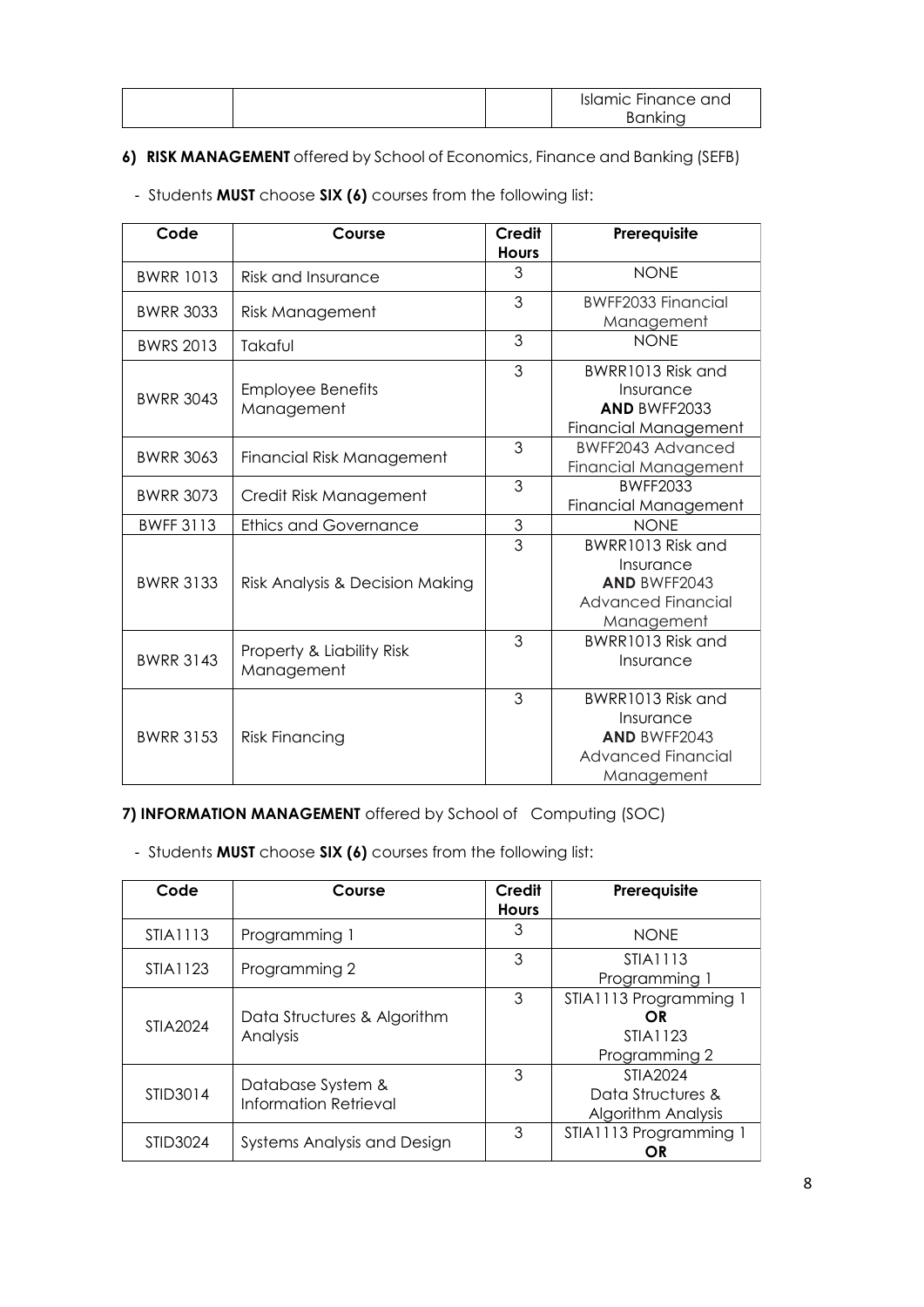| | | | Islamic Finance and Banking |
|---|---|---|---|

**6) RISK MANAGEMENT** offered by School of Economics, Finance and Banking (SEFB)

- Students **MUST** choose **SIX (6)** courses from the following list:

| Code | Course | Credit Hours | Prerequisite |
|---|---|---|---|
| BWRR 1013 | Risk and Insurance | 3 | NONE |
| BWRR 3033 | Risk Management | 3 | BWFF2033 Financial Management |
| BWRS 2013 | Takaful | 3 | NONE |
| BWRR 3043 | Employee Benefits Management | 3 | BWRR1013 Risk and Insurance **AND** BWFF2033 Financial Management |
| BWRR 3063 | Financial Risk Management | 3 | BWFF2043 Advanced Financial Management |
| BWRR 3073 | Credit Risk Management | 3 | BWFF2033 Financial Management |
| BWFF 3113 | Ethics and Governance | 3 | NONE |
| BWRR 3133 | Risk Analysis & Decision Making | 3 | BWRR1013 Risk and Insurance **AND** BWFF2043 Advanced Financial Management |
| BWRR 3143 | Property & Liability Risk Management | 3 | BWRR1013 Risk and Insurance |
| BWRR 3153 | Risk Financing | 3 | BWRR1013 Risk and Insurance **AND** BWFF2043 Advanced Financial Management |

**7) INFORMATION MANAGEMENT** offered by School of Computing (SOC)

- Students **MUST** choose **SIX (6)** courses from the following list:

| Code | Course | Credit Hours | Prerequisite |
|---|---|---|---|
| STIA1113 | Programming 1 | 3 | NONE |
| STIA1123 | Programming 2 | 3 | STIA1113 Programming 1 |
| STIA2024 | Data Structures & Algorithm Analysis | 3 | STIA1113 Programming 1 **OR** STIA1123 Programming 2 |
| STID3014 | Database System & Information Retrieval | 3 | STIA2024 Data Structures & Algorithm Analysis |
| STID3024 | Systems Analysis and Design | 3 | STIA1113 Programming 1 **OR** |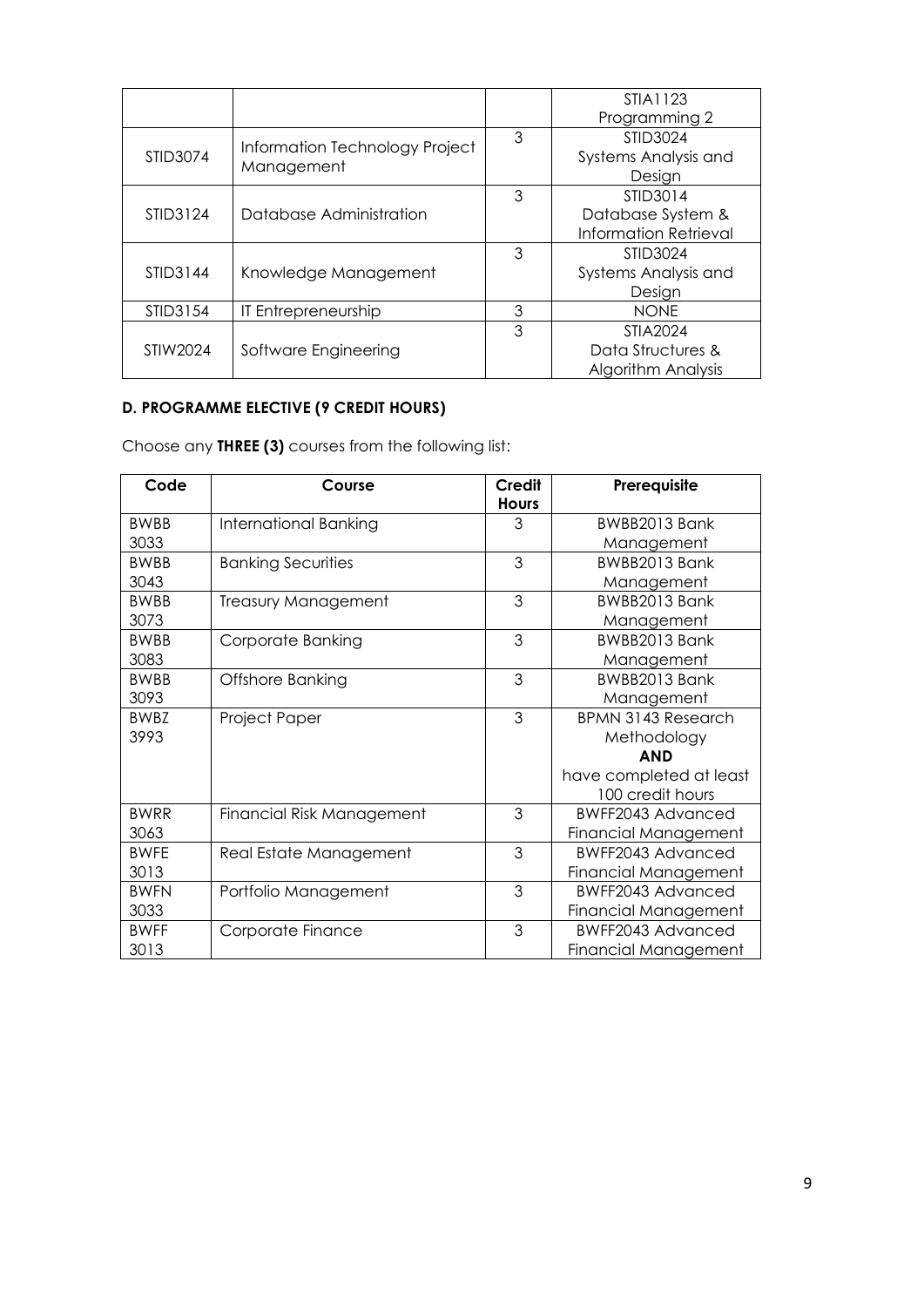| | | | STIA1123 Programming 2 |
|---|---|---|---|
| STID3074 | Information Technology Project Management | 3 | STID3024 Systems Analysis and Design |
| STID3124 | Database Administration | 3 | STID3014 Database System & Information Retrieval |
| STID3144 | Knowledge Management | 3 | STID3024 Systems Analysis and Design |
| STID3154 | IT Entrepreneurship | 3 | NONE |
| STIW2024 | Software Engineering | 3 | STIA2024 Data Structures & Algorithm Analysis |

**D. PROGRAMME ELECTIVE (9 CREDIT HOURS)**

Choose any **THREE (3)** courses from the following list:

| Code | Course | Credit Hours | Prerequisite |
|---|---|---|---|
| BWBB 3033 | International Banking | 3 | BWBB2013 Bank Management |
| BWBB 3043 | Banking Securities | 3 | BWBB2013 Bank Management |
| BWBB 3073 | Treasury Management | 3 | BWBB2013 Bank Management |
| BWBB 3083 | Corporate Banking | 3 | BWBB2013 Bank Management |
| BWBB 3093 | Offshore Banking | 3 | BWBB2013 Bank Management |
| BWBZ 3993 | Project Paper | 3 | BPMN 3143 Research Methodology **AND** have completed at least 100 credit hours |
| BWRR 3063 | Financial Risk Management | 3 | BWFF2043 Advanced Financial Management |
| BWFE 3013 | Real Estate Management | 3 | BWFF2043 Advanced Financial Management |
| BWFN 3033 | Portfolio Management | 3 | BWFF2043 Advanced Financial Management |
| BWFF 3013 | Corporate Finance | 3 | BWFF2043 Advanced Financial Management |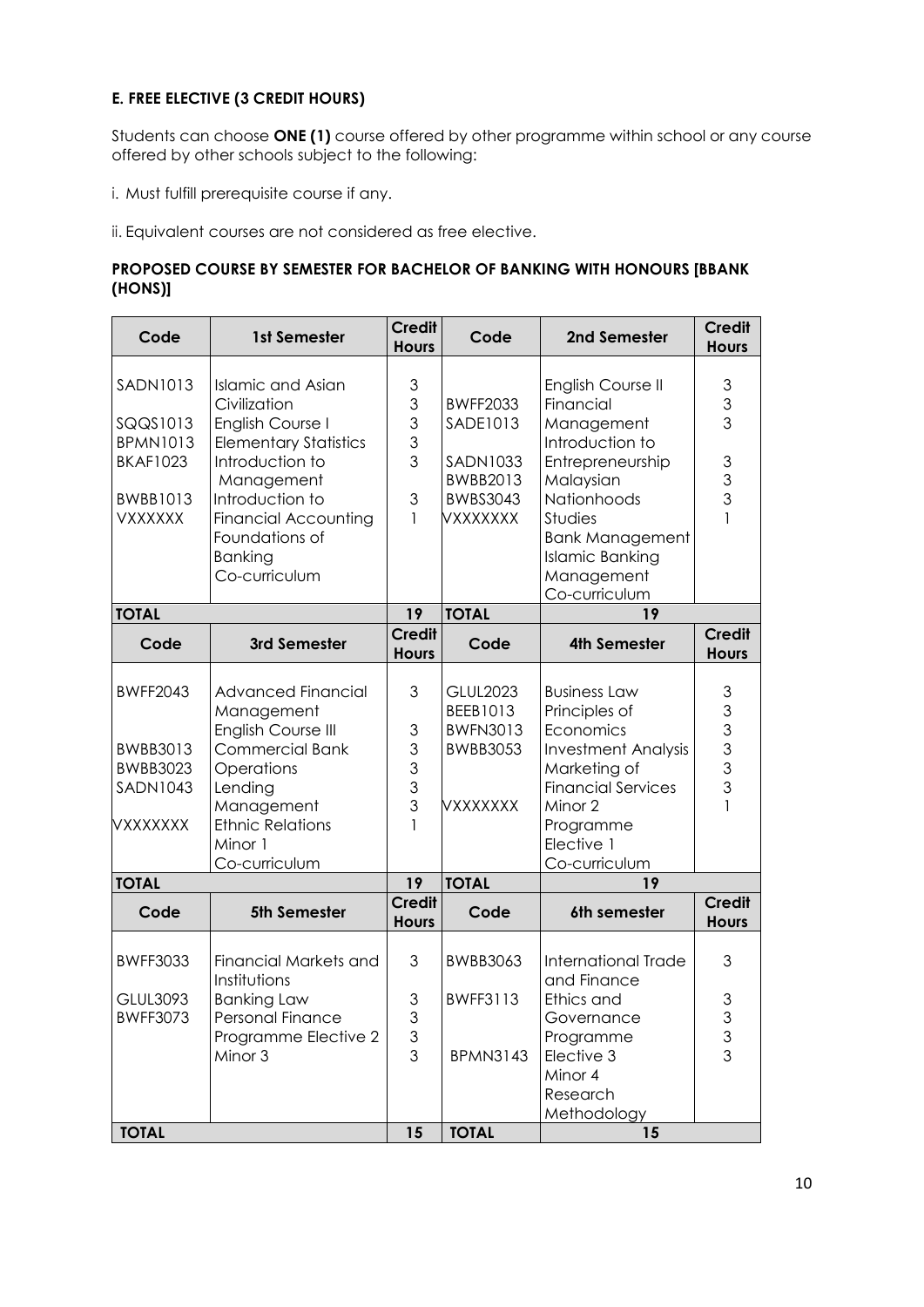**E. FREE ELECTIVE (3 CREDIT HOURS)**

Students can choose **ONE (1)** course offered by other programme within school or any course offered by other schools subject to the following:

i. Must fulfill prerequisite course if any.

ii. Equivalent courses are not considered as free elective.

**PROPOSED COURSE BY SEMESTER FOR BACHELOR OF BANKING WITH HONOURS [BBANK (HONS)]**

| Code | 1st Semester | Credit Hours | Code | 2nd Semester | Credit Hours |
|---|---|---|---|---|---|
| SADN1013 | Islamic and Asian Civilization | 3 | | English Course II | 3 |
| | English Course I | 3 | BWFF2033 | Financial Management | 3 |
| SQQS1013 | Elementary Statistics | 3 | SADE1013 | Introduction to Entrepreneurship | 3 |
| BPMN1013 | Introduction to Management | 3 | SADN1033 | Malaysian Nationhoods Studies | 3 |
| BKAF1023 | Introduction to Financial Accounting | 3 | BWBB2013 | Bank Management | 3 |
| BWBB1013 | Foundations of Banking | 3 | BWBS3043 | Islamic Banking Management | 3 |
| VXXXXXX | Co-curriculum | 1 | VXXXXXXX | Co-curriculum | 1 |
| **TOTAL** | | **19** | **TOTAL** | **19** | |
| **Code** | **3rd Semester** | **Credit Hours** | **Code** | **4th Semester** | **Credit Hours** |
| BWFF2043 | Advanced Financial Management | 3 | GLUL2023 | Business Law | 3 |
| | English Course III | 3 | BEEB1013 | Principles of Economics | 3 |
| BWBB3013 | Commercial Bank Operations | 3 | BWFN3013 | Investment Analysis | 3 |
| BWBB3023 | Lending Management | 3 | BWBB3053 | Marketing of Financial Services | 3 |
| SADN1043 | Ethnic Relations | 3 | | Minor 2 | 3 |
| | Minor 1 | 3 | | Programme Elective 1 | 3 |
| VXXXXXXX | Co-curriculum | 1 | VXXXXXXX | Co-curriculum | 1 |
| **TOTAL** | | **19** | **TOTAL** | **19** | |
| **Code** | **5th Semester** | **Credit Hours** | **Code** | **6th semester** | **Credit Hours** |
| BWFF3033 | Financial Markets and Institutions | 3 | BWBB3063 | International Trade and Finance | 3 |
| GLUL3093 | Banking Law | 3 | BWFF3113 | Ethics and Governance | 3 |
| BWFF3073 | Personal Finance | 3 | | Programme Elective 3 | 3 |
| | Programme Elective 2 | 3 | | Minor 4 | 3 |
| | Minor 3 | 3 | BPMN3143 | Research Methodology | 3 |
| **TOTAL** | | **15** | **TOTAL** | **15** | |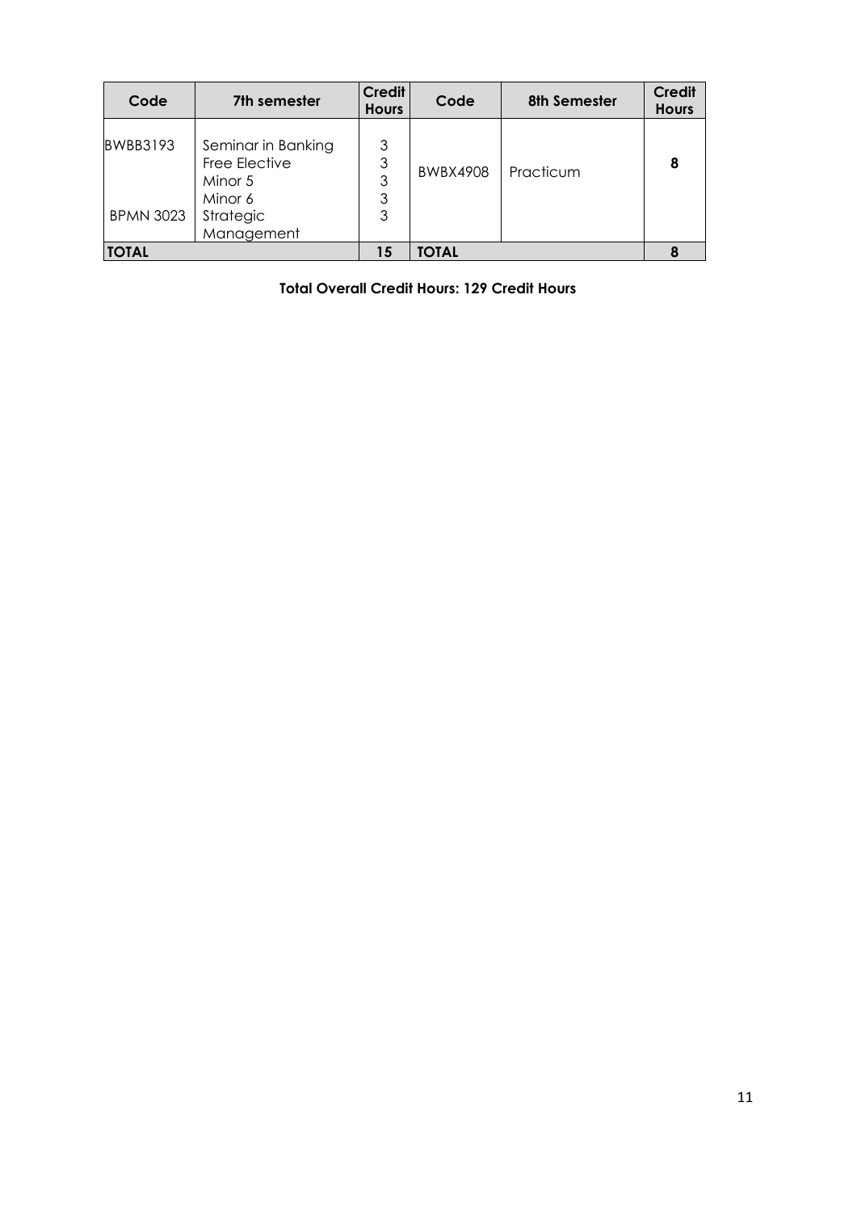| Code | 7th semester | Credit Hours | Code | 8th Semester | Credit Hours |
|---|---|---|---|---|---|
| BWBB3193 | Seminar in Banking | 3 | BWBX4908 | Practicum | **8** |
| | Free Elective | 3 | | | |
| | Minor 5 | 3 | | | |
| | Minor 6 | 3 | | | |
| BPMN 3023 | Strategic Management | 3 | | | |
| **TOTAL** | | **15** | **TOTAL** | | **8** |

**Total Overall Credit Hours: 129 Credit Hours**